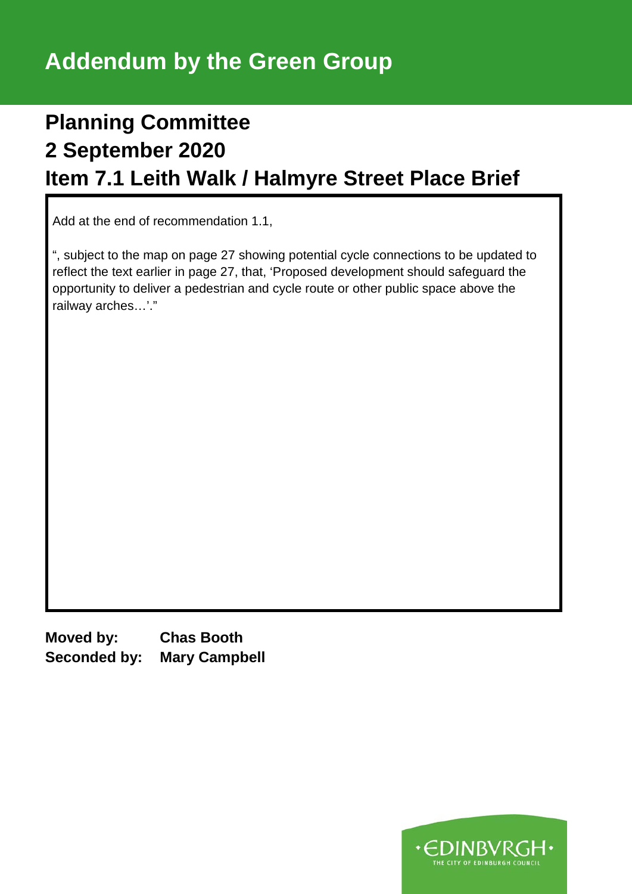# Addendum by the Green Group

## Planning Committee
## 2 September 2020
## Item 7.1 Leith Walk / Halmyre Street Place Brief

Add at the end of recommendation 1.1,

", subject to the map on page 27 showing potential cycle connections to be updated to reflect the text earlier in page 27, that, 'Proposed development should safeguard the opportunity to deliver a pedestrian and cycle route or other public space above the railway arches…'."

**Moved by:** **Chas Booth**
**Seconded by:** **Mary Campbell**

EDINBVRGH
THE CITY OF EDINBURGH COUNCIL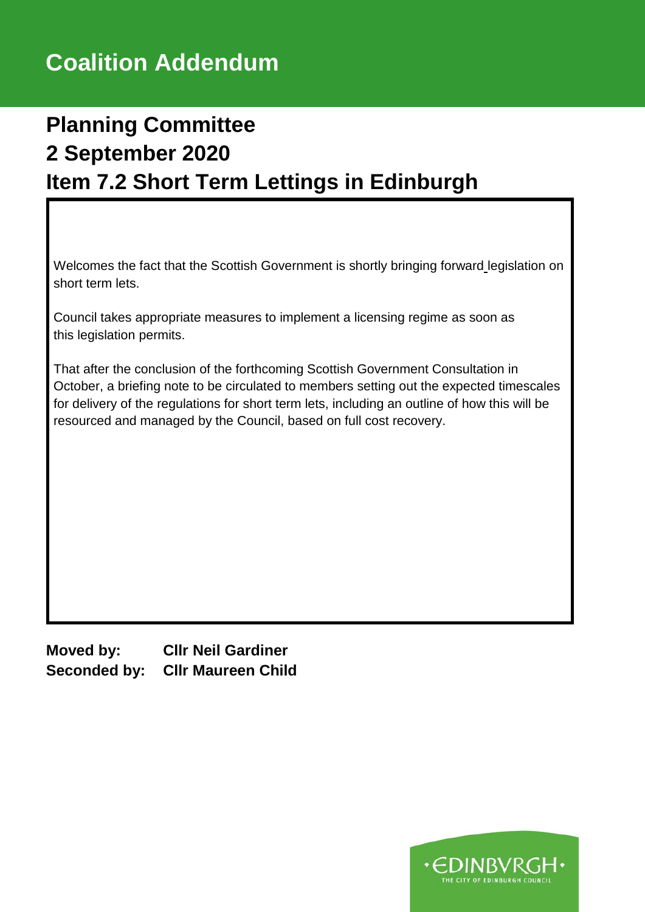# Coalition Addendum

## Planning Committee
## 2 September 2020
## Item 7.2 Short Term Lettings in Edinburgh

Welcomes the fact that the Scottish Government is shortly bringing forward legislation on short term lets.

Council takes appropriate measures to implement a licensing regime as soon as this legislation permits.

That after the conclusion of the forthcoming Scottish Government Consultation in October, a briefing note to be circulated to members setting out the expected timescales for delivery of the regulations for short term lets, including an outline of how this will be resourced and managed by the Council, based on full cost recovery.

**Moved by:** **Cllr Neil Gardiner**
**Seconded by:** **Cllr Maureen Child**

·EDINBVRGH·
THE CITY OF EDINBURGH COUNCIL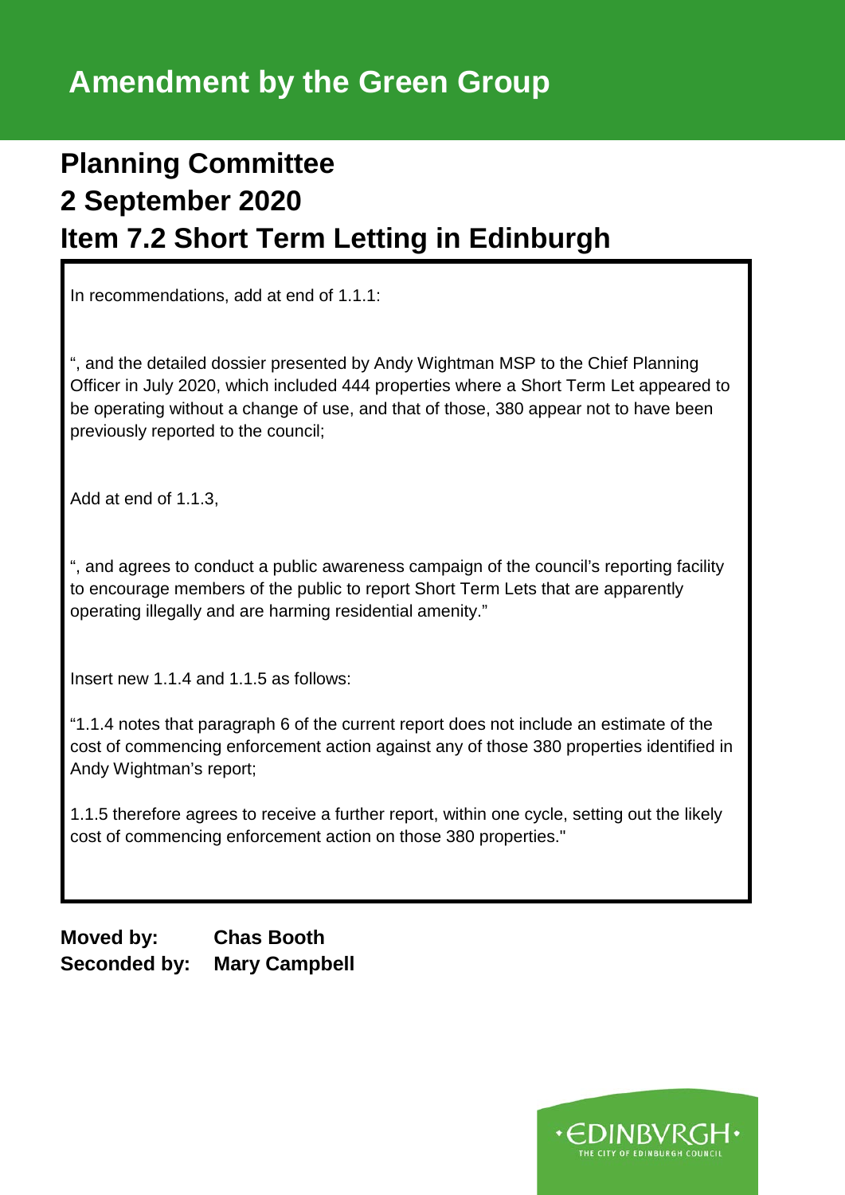# Amendment by the Green Group

## Planning Committee
## 2 September 2020
## Item 7.2 Short Term Letting in Edinburgh

In recommendations, add at end of 1.1.1:

", and the detailed dossier presented by Andy Wightman MSP to the Chief Planning Officer in July 2020, which included 444 properties where a Short Term Let appeared to be operating without a change of use, and that of those, 380 appear not to have been previously reported to the council;

Add at end of 1.1.3,

", and agrees to conduct a public awareness campaign of the council's reporting facility to encourage members of the public to report Short Term Lets that are apparently operating illegally and are harming residential amenity."

Insert new 1.1.4 and 1.1.5 as follows:

"1.1.4 notes that paragraph 6 of the current report does not include an estimate of the cost of commencing enforcement action against any of those 380 properties identified in Andy Wightman's report;

1.1.5 therefore agrees to receive a further report, within one cycle, setting out the likely cost of commencing enforcement action on those 380 properties."

**Moved by:** **Chas Booth**
**Seconded by:** **Mary Campbell**

ƐDINBVRGH
THE CITY OF EDINBURGH COUNCIL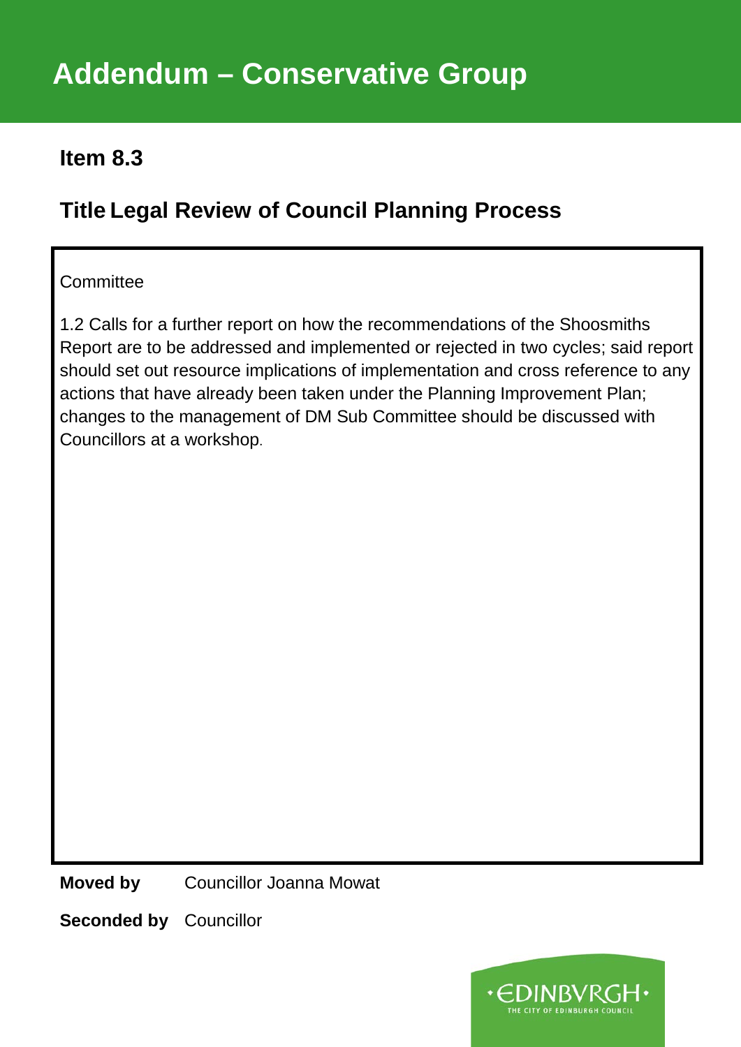# Addendum – Conservative Group

## Item 8.3

## Title Legal Review of Council Planning Process

Committee

1.2 Calls for a further report on how the recommendations of the Shoosmiths Report are to be addressed and implemented or rejected in two cycles; said report should set out resource implications of implementation and cross reference to any actions that have already been taken under the Planning Improvement Plan; changes to the management of DM Sub Committee should be discussed with Councillors at a workshop.

**Moved by** Councillor Joanna Mowat

**Seconded by** Councillor